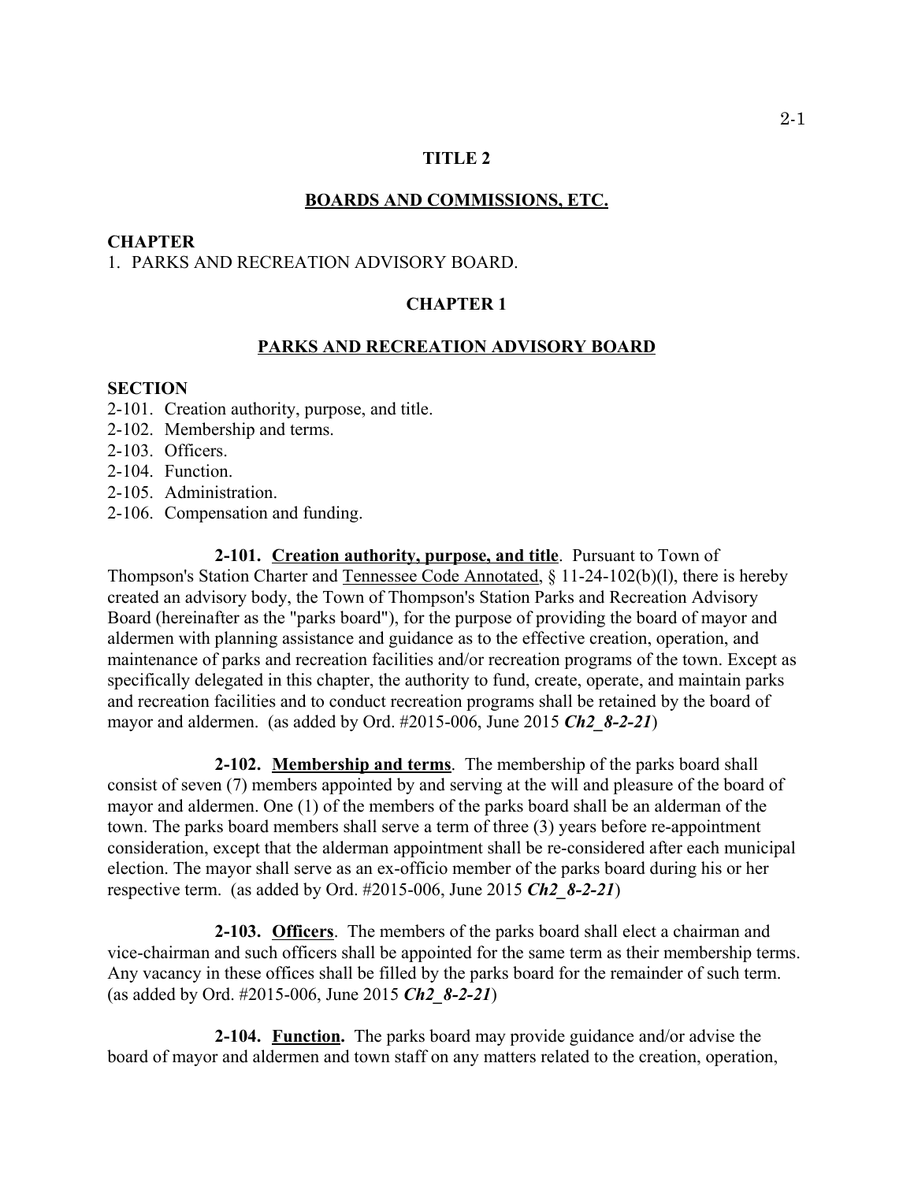# TITLE 2

## BOARDS AND COMMISSIONS, ETC.

**CHAPTER**

1. PARKS AND RECREATION ADVISORY BOARD.

## CHAPTER 1

## PARKS AND RECREATION ADVISORY BOARD

**SECTION**

2-101. Creation authority, purpose, and title.
2-102. Membership and terms.
2-103. Officers.
2-104. Function.
2-105. Administration.
2-106. Compensation and funding.

**2-101. Creation authority, purpose, and title**. Pursuant to Town of Thompson's Station Charter and Tennessee Code Annotated, § 11-24-102(b)(l), there is hereby created an advisory body, the Town of Thompson's Station Parks and Recreation Advisory Board (hereinafter as the "parks board"), for the purpose of providing the board of mayor and aldermen with planning assistance and guidance as to the effective creation, operation, and maintenance of parks and recreation facilities and/or recreation programs of the town. Except as specifically delegated in this chapter, the authority to fund, create, operate, and maintain parks and recreation facilities and to conduct recreation programs shall be retained by the board of mayor and aldermen. (as added by Ord. #2015-006, June 2015 ***Ch2_8-2-21***)

**2-102. Membership and terms**. The membership of the parks board shall consist of seven (7) members appointed by and serving at the will and pleasure of the board of mayor and aldermen. One (1) of the members of the parks board shall be an alderman of the town. The parks board members shall serve a term of three (3) years before re-appointment consideration, except that the alderman appointment shall be re-considered after each municipal election. The mayor shall serve as an ex-officio member of the parks board during his or her respective term. (as added by Ord. #2015-006, June 2015 ***Ch2_8-2-21***)

**2-103. Officers**. The members of the parks board shall elect a chairman and vice-chairman and such officers shall be appointed for the same term as their membership terms. Any vacancy in these offices shall be filled by the parks board for the remainder of such term. (as added by Ord. #2015-006, June 2015 ***Ch2_8-2-21***)

**2-104. Function.** The parks board may provide guidance and/or advise the board of mayor and aldermen and town staff on any matters related to the creation, operation,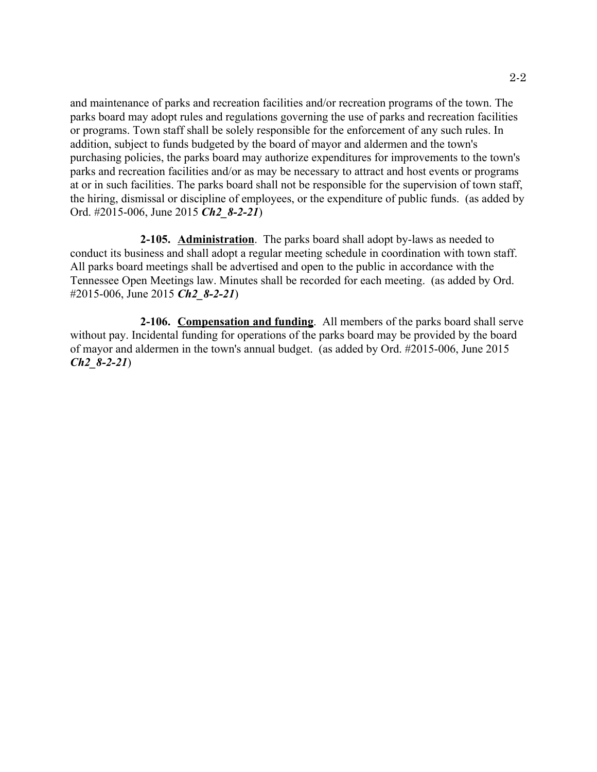and maintenance of parks and recreation facilities and/or recreation programs of the town. The parks board may adopt rules and regulations governing the use of parks and recreation facilities or programs. Town staff shall be solely responsible for the enforcement of any such rules. In addition, subject to funds budgeted by the board of mayor and aldermen and the town's purchasing policies, the parks board may authorize expenditures for improvements to the town's parks and recreation facilities and/or as may be necessary to attract and host events or programs at or in such facilities. The parks board shall not be responsible for the supervision of town staff, the hiring, dismissal or discipline of employees, or the expenditure of public funds. (as added by Ord. #2015-006, June 2015 ***Ch2_8-2-21***)

**2-105. <u>Administration</u>**. The parks board shall adopt by-laws as needed to conduct its business and shall adopt a regular meeting schedule in coordination with town staff. All parks board meetings shall be advertised and open to the public in accordance with the Tennessee Open Meetings law. Minutes shall be recorded for each meeting. (as added by Ord. #2015-006, June 2015 ***Ch2_8-2-21***)

**2-106. <u>Compensation and funding</u>**. All members of the parks board shall serve without pay. Incidental funding for operations of the parks board may be provided by the board of mayor and aldermen in the town's annual budget. (as added by Ord. #2015-006, June 2015 ***Ch2_8-2-21***)